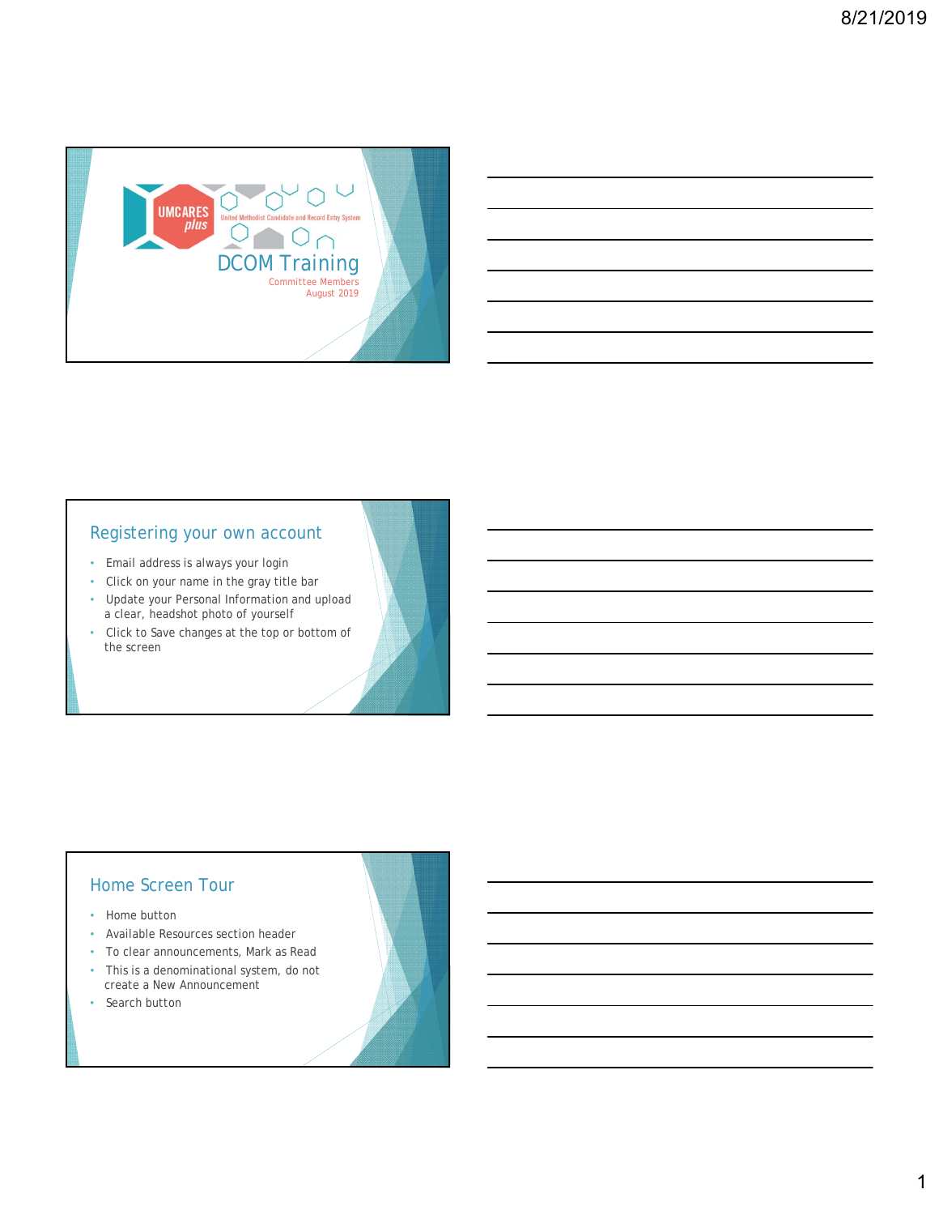# DCOM Training

UMCARES plus

United Methodist Candidate and Record Entry System

Committee Members
August 2019

## Registering your own account

- Email address is always your login
- Click on your name in the gray title bar
- Update your Personal Information and upload a clear, headshot photo of yourself
- Click to Save changes at the top or bottom of the screen

## Home Screen Tour

- Home button
- Available Resources section header
- To clear announcements, Mark as Read
- This is a denominational system, do not create a New Announcement
- Search button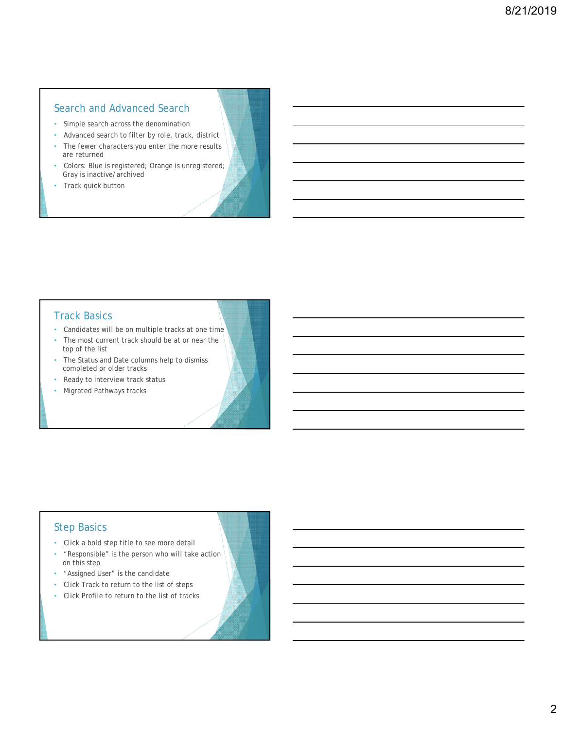## Search and Advanced Search

- Simple search across the denomination
- Advanced search to filter by role, track, district
- The fewer characters you enter the more results are returned
- Colors: Blue is registered; Orange is unregistered; Gray is inactive/archived
- Track quick button

## Track Basics

- Candidates will be on multiple tracks at one time
- The most current track should be at or near the top of the list
- The Status and Date columns help to dismiss completed or older tracks
- Ready to Interview track status
- Migrated Pathways tracks

## Step Basics

- Click a bold step title to see more detail
- "Responsible" is the person who will take action on this step
- "Assigned User" is the candidate
- Click Track to return to the list of steps
- Click Profile to return to the list of tracks